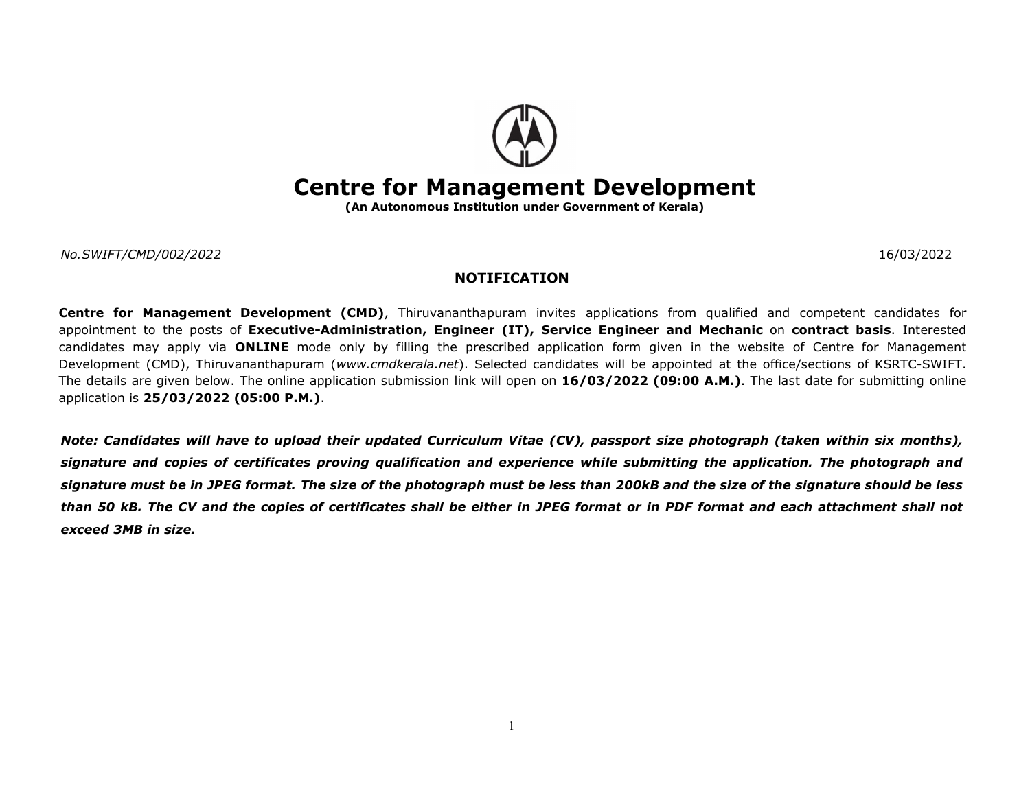# Centre for Management Development

**(An Autonomous Institution under Government of Kerala)**

*No.SWIFT/CMD/002/2022* 16/03/2022

## NOTIFICATION

**Centre for Management Development (CMD)**, Thiruvananthapuram invites applications from qualified and competent candidates for appointment to the posts of **Executive-Administration, Engineer (IT), Service Engineer and Mechanic** on **contract basis**. Interested candidates may apply via **ONLINE** mode only by filling the prescribed application form given in the website of Centre for Management Development (CMD), Thiruvananthapuram (*www.cmdkerala.net*). Selected candidates will be appointed at the office/sections of KSRTC-SWIFT. The details are given below. The online application submission link will open on **16/03/2022 (09:00 A.M.)**. The last date for submitting online application is **25/03/2022 (05:00 P.M.)**.

***Note: Candidates will have to upload their updated Curriculum Vitae (CV), passport size photograph (taken within six months), signature and copies of certificates proving qualification and experience while submitting the application. The photograph and signature must be in JPEG format. The size of the photograph must be less than 200kB and the size of the signature should be less than 50 kB. The CV and the copies of certificates shall be either in JPEG format or in PDF format and each attachment shall not exceed 3MB in size.***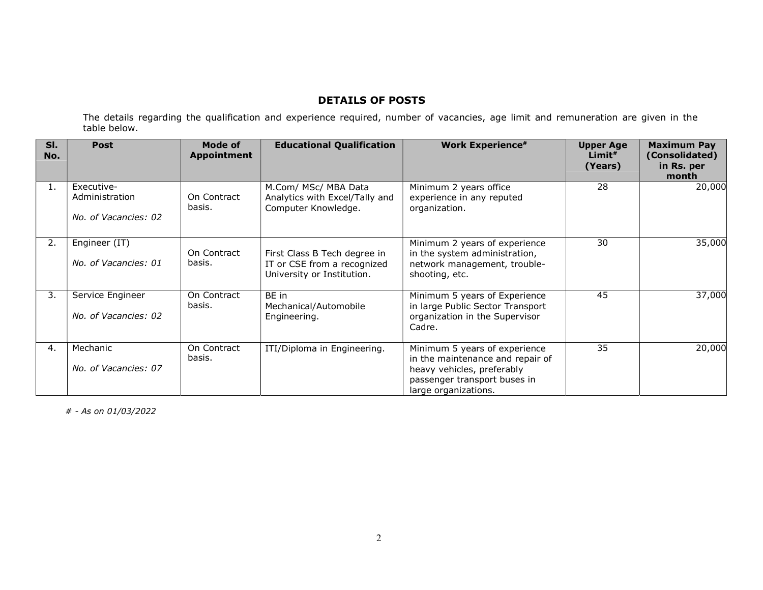## DETAILS OF POSTS

The details regarding the qualification and experience required, number of vacancies, age limit and remuneration are given in the table below.

| Sl. No. | Post | Mode of Appointment | Educational Qualification | Work Experience# | Upper Age Limit# (Years) | Maximum Pay (Consolidated) in Rs. per month |
|---|---|---|---|---|---|---|
| 1. | Executive-Administration<br><br>*No. of Vacancies: 02* | On Contract basis. | M.Com/ MSc/ MBA Data Analytics with Excel/Tally and Computer Knowledge. | Minimum 2 years office experience in any reputed organization. | 28 | 20,000 |
| 2. | Engineer (IT)<br><br>*No. of Vacancies: 01* | On Contract basis. | First Class B Tech degree in IT or CSE from a recognized University or Institution. | Minimum 2 years of experience in the system administration, network management, trouble-shooting, etc. | 30 | 35,000 |
| 3. | Service Engineer<br><br>*No. of Vacancies: 02* | On Contract basis. | BE in Mechanical/Automobile Engineering. | Minimum 5 years of Experience in large Public Sector Transport organization in the Supervisor Cadre. | 45 | 37,000 |
| 4. | Mechanic<br><br>*No. of Vacancies: 07* | On Contract basis. | ITI/Diploma in Engineering. | Minimum 5 years of experience in the maintenance and repair of heavy vehicles, preferably passenger transport buses in large organizations. | 35 | 20,000 |

*# - As on 01/03/2022*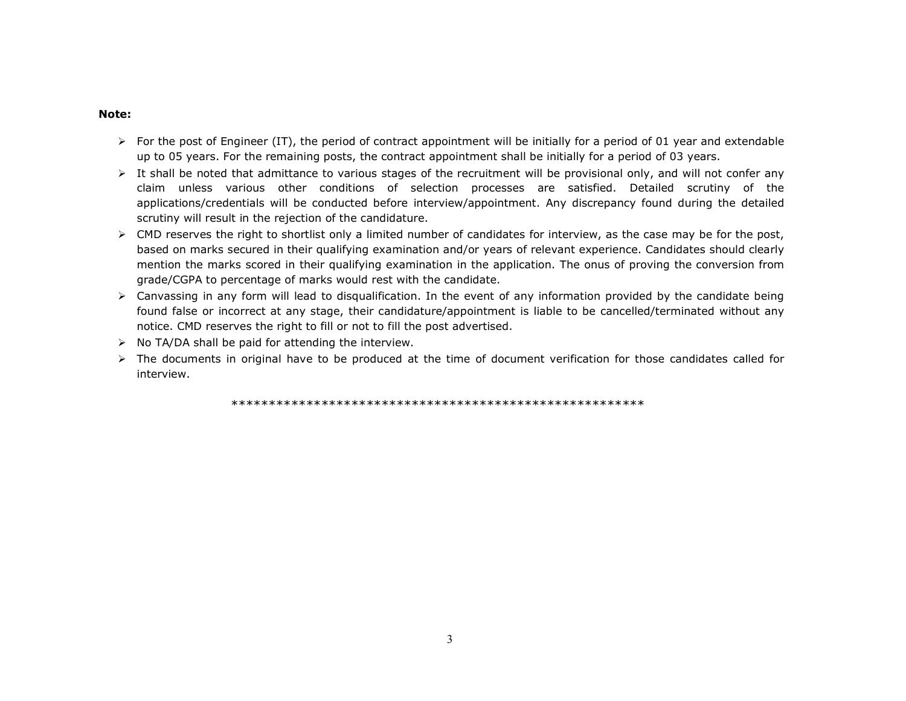**Note:**

- For the post of Engineer (IT), the period of contract appointment will be initially for a period of 01 year and extendable up to 05 years. For the remaining posts, the contract appointment shall be initially for a period of 03 years.
- It shall be noted that admittance to various stages of the recruitment will be provisional only, and will not confer any claim unless various other conditions of selection processes are satisfied. Detailed scrutiny of the applications/credentials will be conducted before interview/appointment. Any discrepancy found during the detailed scrutiny will result in the rejection of the candidature.
- CMD reserves the right to shortlist only a limited number of candidates for interview, as the case may be for the post, based on marks secured in their qualifying examination and/or years of relevant experience. Candidates should clearly mention the marks scored in their qualifying examination in the application. The onus of proving the conversion from grade/CGPA to percentage of marks would rest with the candidate.
- Canvassing in any form will lead to disqualification. In the event of any information provided by the candidate being found false or incorrect at any stage, their candidature/appointment is liable to be cancelled/terminated without any notice. CMD reserves the right to fill or not to fill the post advertised.
- No TA/DA shall be paid for attending the interview.
- The documents in original have to be produced at the time of document verification for those candidates called for interview.

*******************************************************